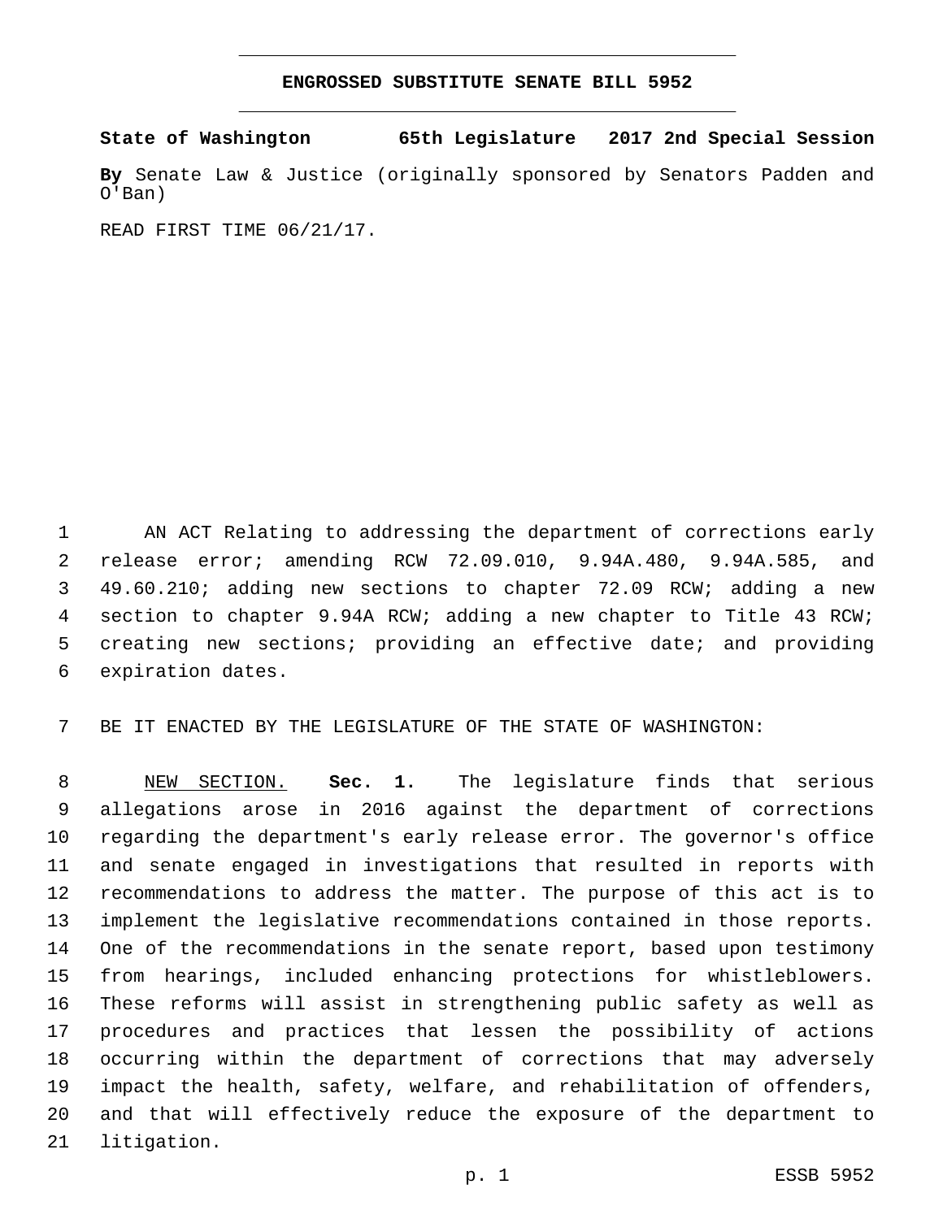# ENGROSSED SUBSTITUTE SENATE BILL 5952

**State of Washington 65th Legislature 2017 2nd Special Session**

**By** Senate Law & Justice (originally sponsored by Senators Padden and O'Ban)

READ FIRST TIME 06/21/17.

AN ACT Relating to addressing the department of corrections early release error; amending RCW 72.09.010, 9.94A.480, 9.94A.585, and 49.60.210; adding new sections to chapter 72.09 RCW; adding a new section to chapter 9.94A RCW; adding a new chapter to Title 43 RCW; creating new sections; providing an effective date; and providing expiration dates.

BE IT ENACTED BY THE LEGISLATURE OF THE STATE OF WASHINGTON:

NEW SECTION. **Sec. 1.** The legislature finds that serious allegations arose in 2016 against the department of corrections regarding the department's early release error. The governor's office and senate engaged in investigations that resulted in reports with recommendations to address the matter. The purpose of this act is to implement the legislative recommendations contained in those reports. One of the recommendations in the senate report, based upon testimony from hearings, included enhancing protections for whistleblowers. These reforms will assist in strengthening public safety as well as procedures and practices that lessen the possibility of actions occurring within the department of corrections that may adversely impact the health, safety, welfare, and rehabilitation of offenders, and that will effectively reduce the exposure of the department to litigation.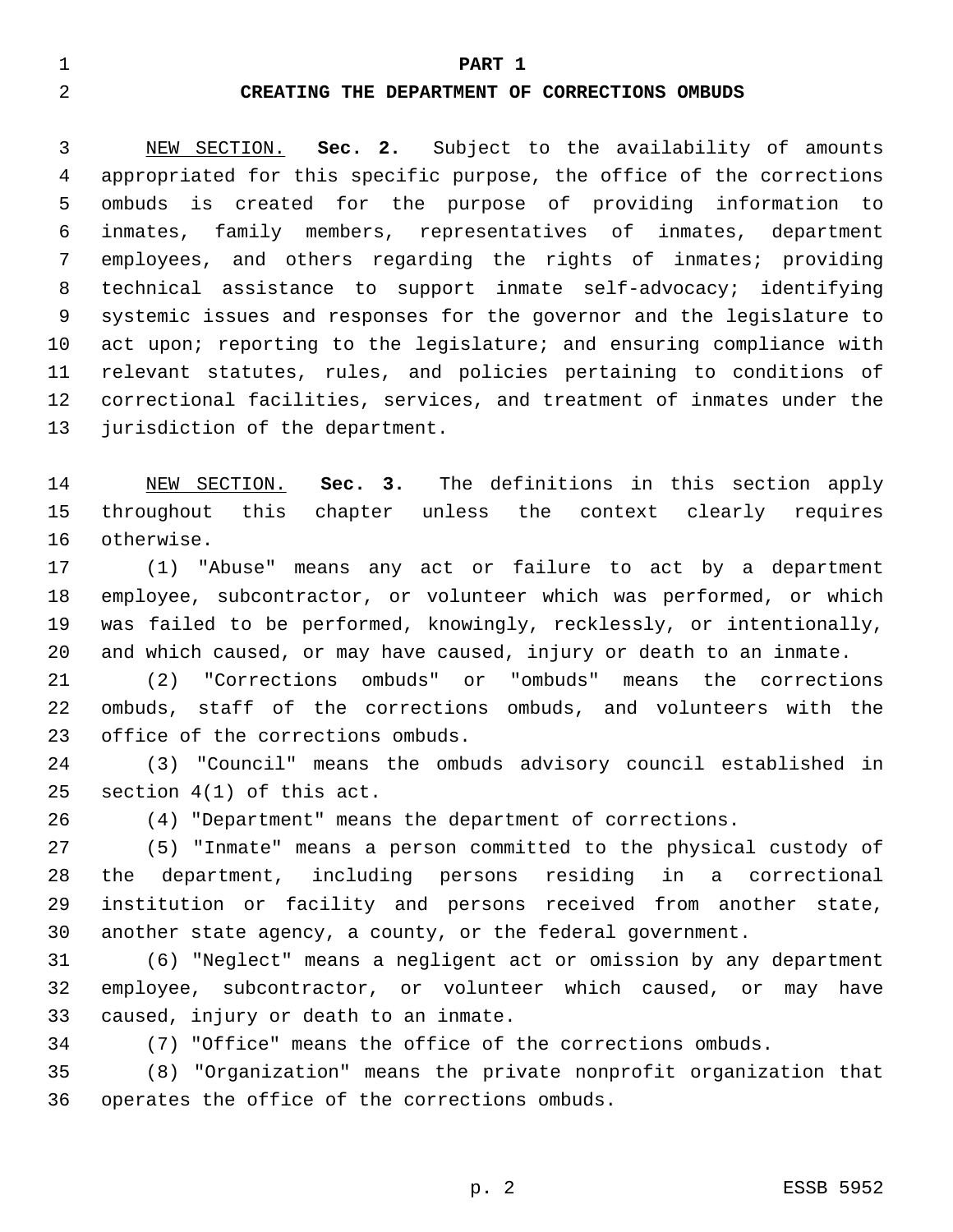# PART 1

## CREATING THE DEPARTMENT OF CORRECTIONS OMBUDS

NEW SECTION. **Sec. 2.** Subject to the availability of amounts appropriated for this specific purpose, the office of the corrections ombuds is created for the purpose of providing information to inmates, family members, representatives of inmates, department employees, and others regarding the rights of inmates; providing technical assistance to support inmate self-advocacy; identifying systemic issues and responses for the governor and the legislature to act upon; reporting to the legislature; and ensuring compliance with relevant statutes, rules, and policies pertaining to conditions of correctional facilities, services, and treatment of inmates under the jurisdiction of the department.

NEW SECTION. **Sec. 3.** The definitions in this section apply throughout this chapter unless the context clearly requires otherwise.

(1) "Abuse" means any act or failure to act by a department employee, subcontractor, or volunteer which was performed, or which was failed to be performed, knowingly, recklessly, or intentionally, and which caused, or may have caused, injury or death to an inmate.

(2) "Corrections ombuds" or "ombuds" means the corrections ombuds, staff of the corrections ombuds, and volunteers with the office of the corrections ombuds.

(3) "Council" means the ombuds advisory council established in section 4(1) of this act.

(4) "Department" means the department of corrections.

(5) "Inmate" means a person committed to the physical custody of the department, including persons residing in a correctional institution or facility and persons received from another state, another state agency, a county, or the federal government.

(6) "Neglect" means a negligent act or omission by any department employee, subcontractor, or volunteer which caused, or may have caused, injury or death to an inmate.

(7) "Office" means the office of the corrections ombuds.

(8) "Organization" means the private nonprofit organization that operates the office of the corrections ombuds.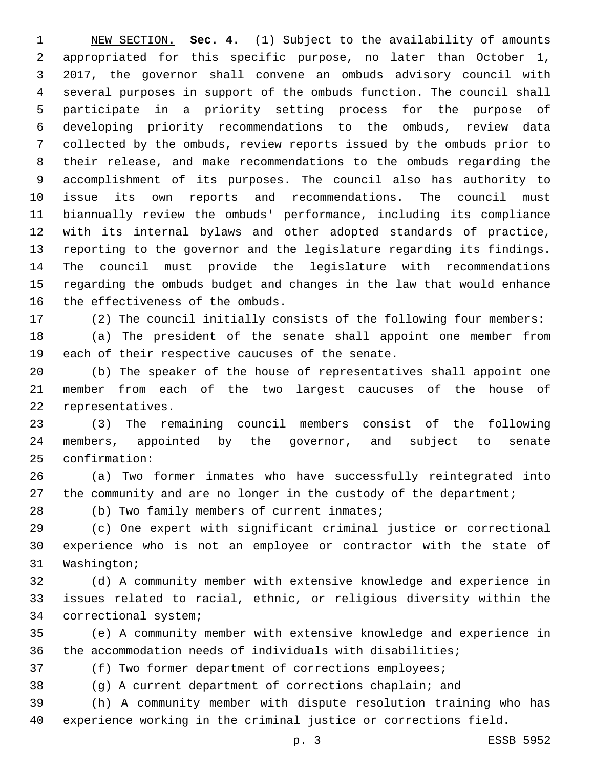NEW SECTION. **Sec. 4.** (1) Subject to the availability of amounts appropriated for this specific purpose, no later than October 1, 2017, the governor shall convene an ombuds advisory council with several purposes in support of the ombuds function. The council shall participate in a priority setting process for the purpose of developing priority recommendations to the ombuds, review data collected by the ombuds, review reports issued by the ombuds prior to their release, and make recommendations to the ombuds regarding the accomplishment of its purposes. The council also has authority to issue its own reports and recommendations. The council must biannually review the ombuds' performance, including its compliance with its internal bylaws and other adopted standards of practice, reporting to the governor and the legislature regarding its findings. The council must provide the legislature with recommendations regarding the ombuds budget and changes in the law that would enhance the effectiveness of the ombuds.

(2) The council initially consists of the following four members:

(a) The president of the senate shall appoint one member from each of their respective caucuses of the senate.

(b) The speaker of the house of representatives shall appoint one member from each of the two largest caucuses of the house of representatives.

(3) The remaining council members consist of the following members, appointed by the governor, and subject to senate confirmation:

(a) Two former inmates who have successfully reintegrated into the community and are no longer in the custody of the department;

(b) Two family members of current inmates;

(c) One expert with significant criminal justice or correctional experience who is not an employee or contractor with the state of Washington;

(d) A community member with extensive knowledge and experience in issues related to racial, ethnic, or religious diversity within the correctional system;

(e) A community member with extensive knowledge and experience in the accommodation needs of individuals with disabilities;

(f) Two former department of corrections employees;

(g) A current department of corrections chaplain; and

(h) A community member with dispute resolution training who has experience working in the criminal justice or corrections field.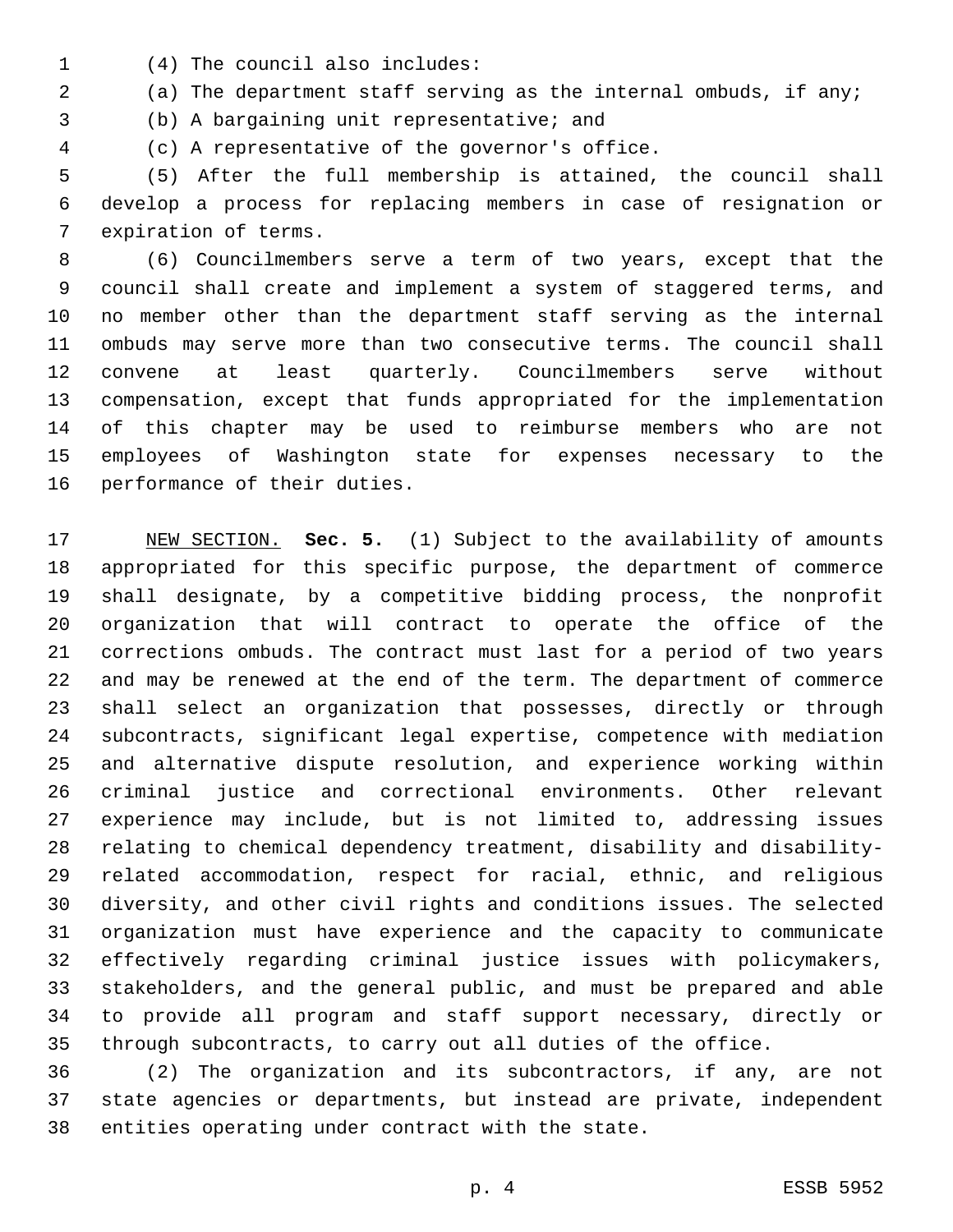(4) The council also includes:

(a) The department staff serving as the internal ombuds, if any;

(b) A bargaining unit representative; and

(c) A representative of the governor's office.

(5) After the full membership is attained, the council shall develop a process for replacing members in case of resignation or expiration of terms.

(6) Councilmembers serve a term of two years, except that the council shall create and implement a system of staggered terms, and no member other than the department staff serving as the internal ombuds may serve more than two consecutive terms. The council shall convene at least quarterly. Councilmembers serve without compensation, except that funds appropriated for the implementation of this chapter may be used to reimburse members who are not employees of Washington state for expenses necessary to the performance of their duties.

NEW SECTION. **Sec. 5.** (1) Subject to the availability of amounts appropriated for this specific purpose, the department of commerce shall designate, by a competitive bidding process, the nonprofit organization that will contract to operate the office of the corrections ombuds. The contract must last for a period of two years and may be renewed at the end of the term. The department of commerce shall select an organization that possesses, directly or through subcontracts, significant legal expertise, competence with mediation and alternative dispute resolution, and experience working within criminal justice and correctional environments. Other relevant experience may include, but is not limited to, addressing issues relating to chemical dependency treatment, disability and disability-related accommodation, respect for racial, ethnic, and religious diversity, and other civil rights and conditions issues. The selected organization must have experience and the capacity to communicate effectively regarding criminal justice issues with policymakers, stakeholders, and the general public, and must be prepared and able to provide all program and staff support necessary, directly or through subcontracts, to carry out all duties of the office.

(2) The organization and its subcontractors, if any, are not state agencies or departments, but instead are private, independent entities operating under contract with the state.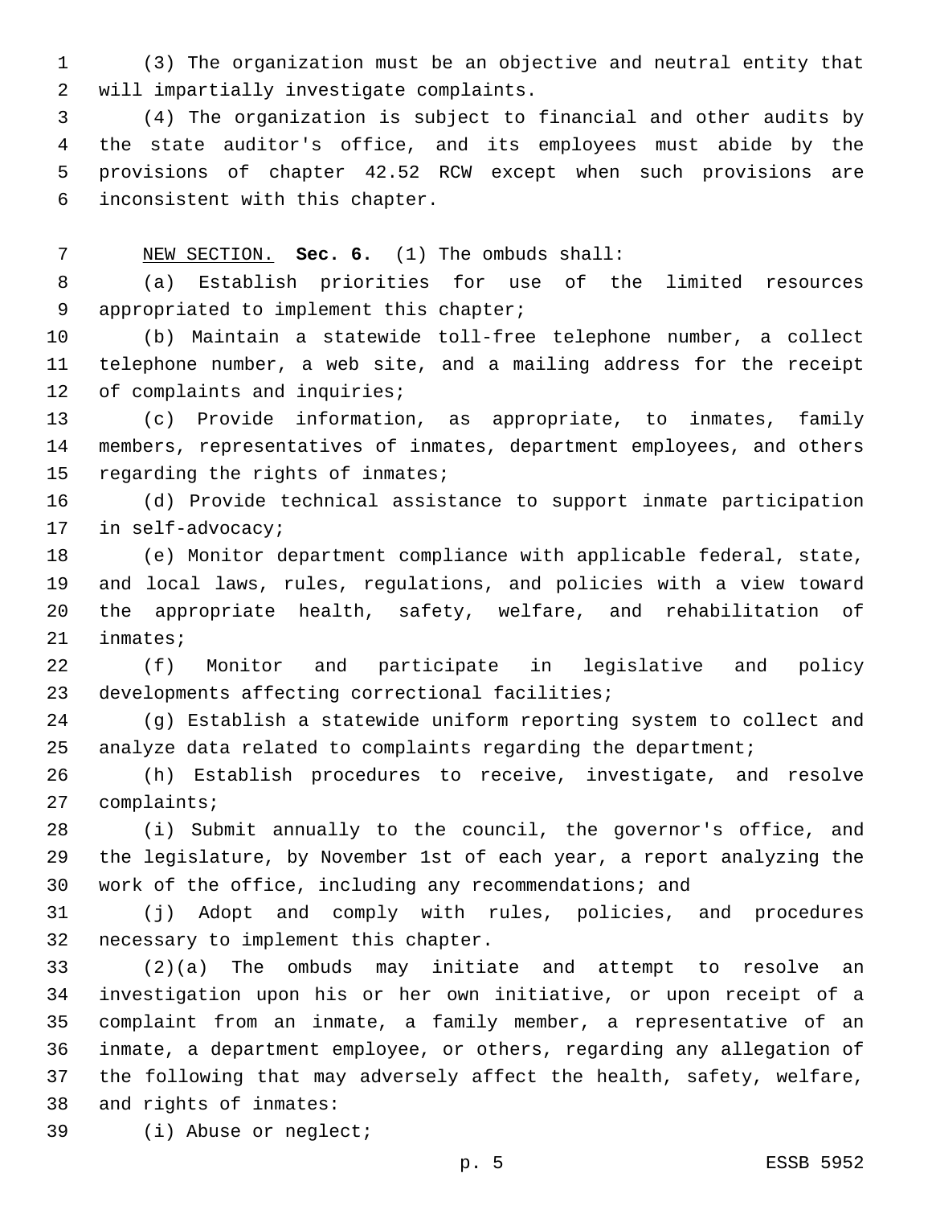(3) The organization must be an objective and neutral entity that will impartially investigate complaints.

(4) The organization is subject to financial and other audits by the state auditor's office, and its employees must abide by the provisions of chapter 42.52 RCW except when such provisions are inconsistent with this chapter.

NEW SECTION. **Sec. 6.** (1) The ombuds shall:

(a) Establish priorities for use of the limited resources appropriated to implement this chapter;

(b) Maintain a statewide toll-free telephone number, a collect telephone number, a web site, and a mailing address for the receipt of complaints and inquiries;

(c) Provide information, as appropriate, to inmates, family members, representatives of inmates, department employees, and others regarding the rights of inmates;

(d) Provide technical assistance to support inmate participation in self-advocacy;

(e) Monitor department compliance with applicable federal, state, and local laws, rules, regulations, and policies with a view toward the appropriate health, safety, welfare, and rehabilitation of inmates;

(f) Monitor and participate in legislative and policy developments affecting correctional facilities;

(g) Establish a statewide uniform reporting system to collect and analyze data related to complaints regarding the department;

(h) Establish procedures to receive, investigate, and resolve complaints;

(i) Submit annually to the council, the governor's office, and the legislature, by November 1st of each year, a report analyzing the work of the office, including any recommendations; and

(j) Adopt and comply with rules, policies, and procedures necessary to implement this chapter.

(2)(a) The ombuds may initiate and attempt to resolve an investigation upon his or her own initiative, or upon receipt of a complaint from an inmate, a family member, a representative of an inmate, a department employee, or others, regarding any allegation of the following that may adversely affect the health, safety, welfare, and rights of inmates:

(i) Abuse or neglect;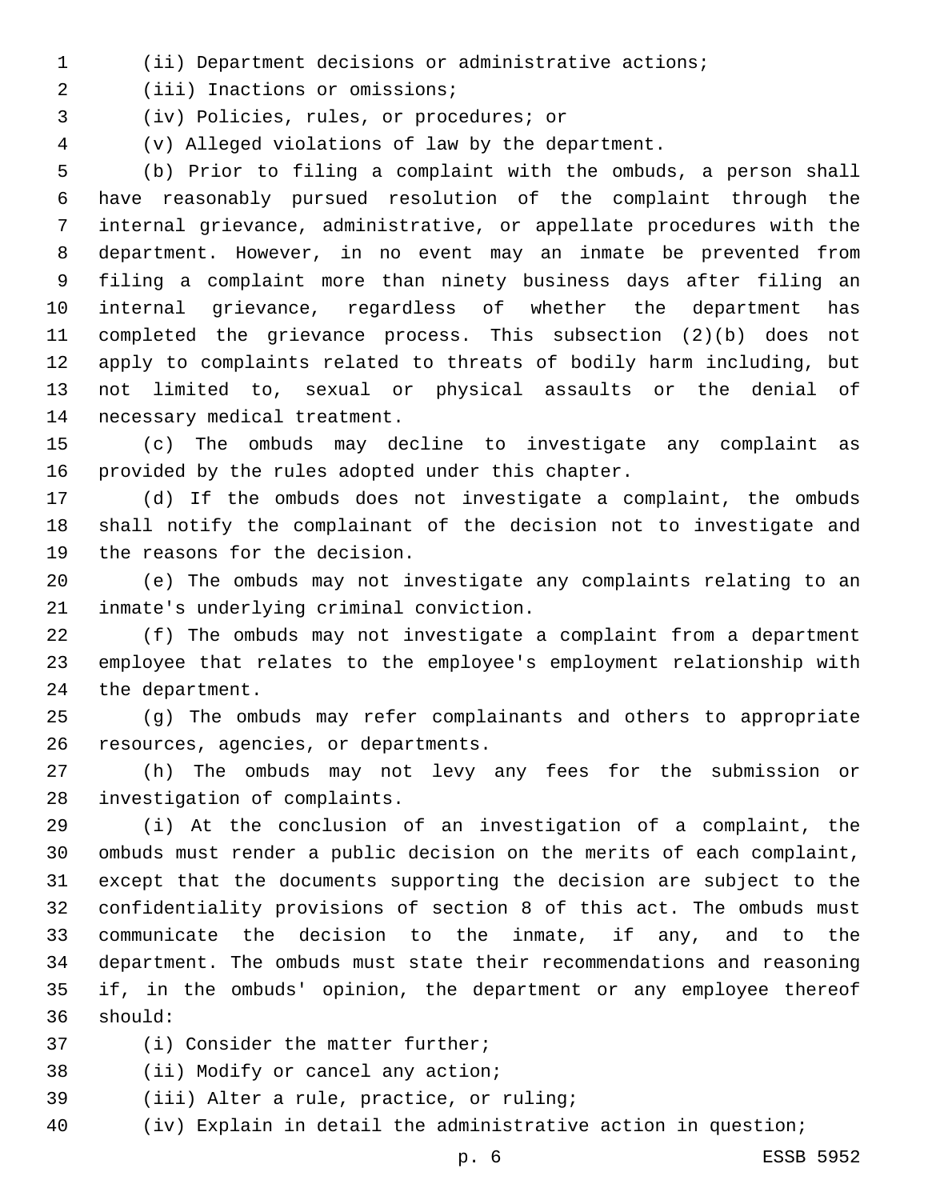(ii) Department decisions or administrative actions;

(iii) Inactions or omissions;

(iv) Policies, rules, or procedures; or

(v) Alleged violations of law by the department.

(b) Prior to filing a complaint with the ombuds, a person shall have reasonably pursued resolution of the complaint through the internal grievance, administrative, or appellate procedures with the department. However, in no event may an inmate be prevented from filing a complaint more than ninety business days after filing an internal grievance, regardless of whether the department has completed the grievance process. This subsection (2)(b) does not apply to complaints related to threats of bodily harm including, but not limited to, sexual or physical assaults or the denial of necessary medical treatment.

(c) The ombuds may decline to investigate any complaint as provided by the rules adopted under this chapter.

(d) If the ombuds does not investigate a complaint, the ombuds shall notify the complainant of the decision not to investigate and the reasons for the decision.

(e) The ombuds may not investigate any complaints relating to an inmate's underlying criminal conviction.

(f) The ombuds may not investigate a complaint from a department employee that relates to the employee's employment relationship with the department.

(g) The ombuds may refer complainants and others to appropriate resources, agencies, or departments.

(h) The ombuds may not levy any fees for the submission or investigation of complaints.

(i) At the conclusion of an investigation of a complaint, the ombuds must render a public decision on the merits of each complaint, except that the documents supporting the decision are subject to the confidentiality provisions of section 8 of this act. The ombuds must communicate the decision to the inmate, if any, and to the department. The ombuds must state their recommendations and reasoning if, in the ombuds' opinion, the department or any employee thereof should:

(i) Consider the matter further;

(ii) Modify or cancel any action;

(iii) Alter a rule, practice, or ruling;

(iv) Explain in detail the administrative action in question;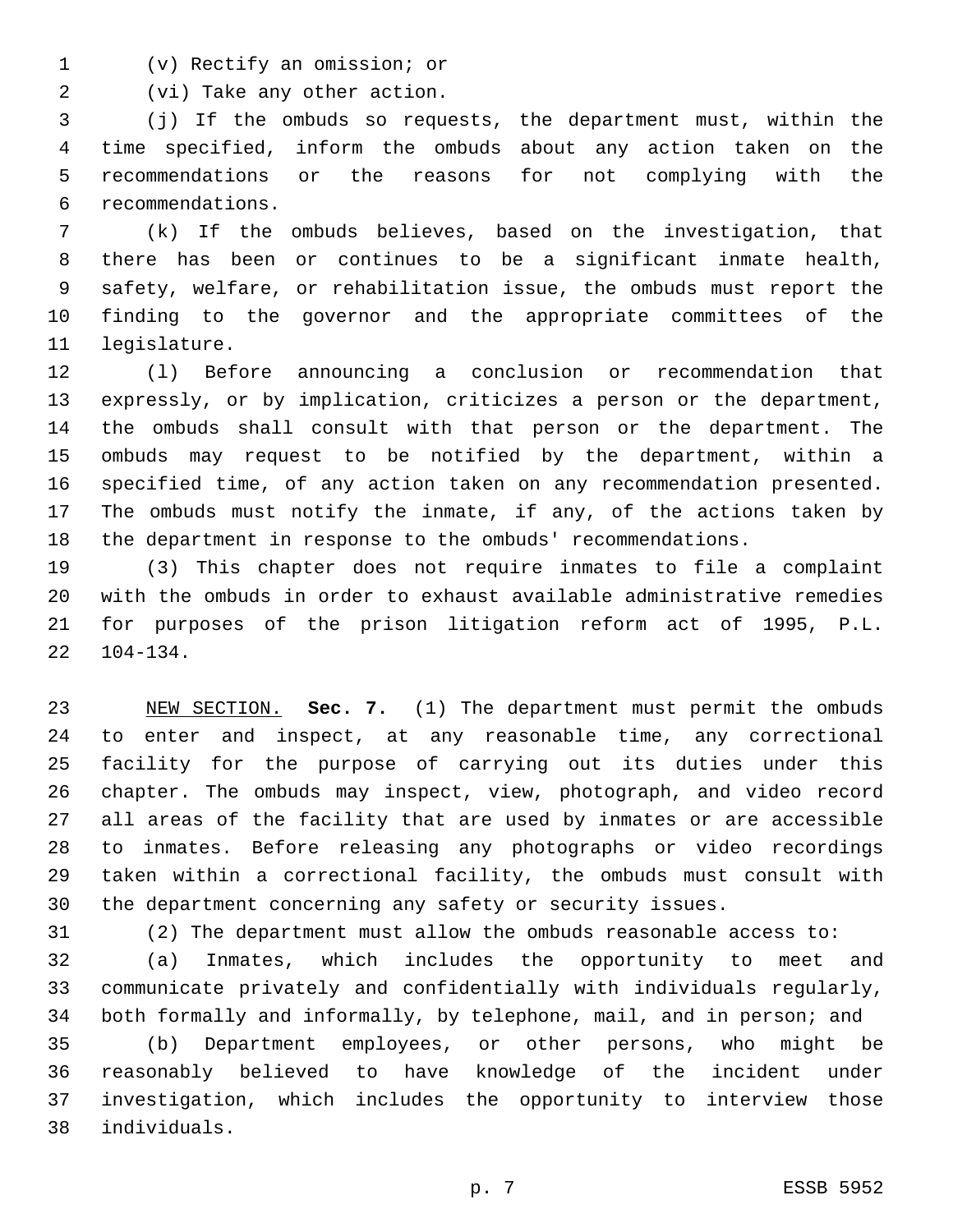(v) Rectify an omission; or

(vi) Take any other action.

(j) If the ombuds so requests, the department must, within the time specified, inform the ombuds about any action taken on the recommendations or the reasons for not complying with the recommendations.

(k) If the ombuds believes, based on the investigation, that there has been or continues to be a significant inmate health, safety, welfare, or rehabilitation issue, the ombuds must report the finding to the governor and the appropriate committees of the legislature.

(l) Before announcing a conclusion or recommendation that expressly, or by implication, criticizes a person or the department, the ombuds shall consult with that person or the department. The ombuds may request to be notified by the department, within a specified time, of any action taken on any recommendation presented. The ombuds must notify the inmate, if any, of the actions taken by the department in response to the ombuds' recommendations.

(3) This chapter does not require inmates to file a complaint with the ombuds in order to exhaust available administrative remedies for purposes of the prison litigation reform act of 1995, P.L. 104-134.

NEW SECTION. **Sec. 7.** (1) The department must permit the ombuds to enter and inspect, at any reasonable time, any correctional facility for the purpose of carrying out its duties under this chapter. The ombuds may inspect, view, photograph, and video record all areas of the facility that are used by inmates or are accessible to inmates. Before releasing any photographs or video recordings taken within a correctional facility, the ombuds must consult with the department concerning any safety or security issues.

(2) The department must allow the ombuds reasonable access to:

(a) Inmates, which includes the opportunity to meet and communicate privately and confidentially with individuals regularly, both formally and informally, by telephone, mail, and in person; and

(b) Department employees, or other persons, who might be reasonably believed to have knowledge of the incident under investigation, which includes the opportunity to interview those individuals.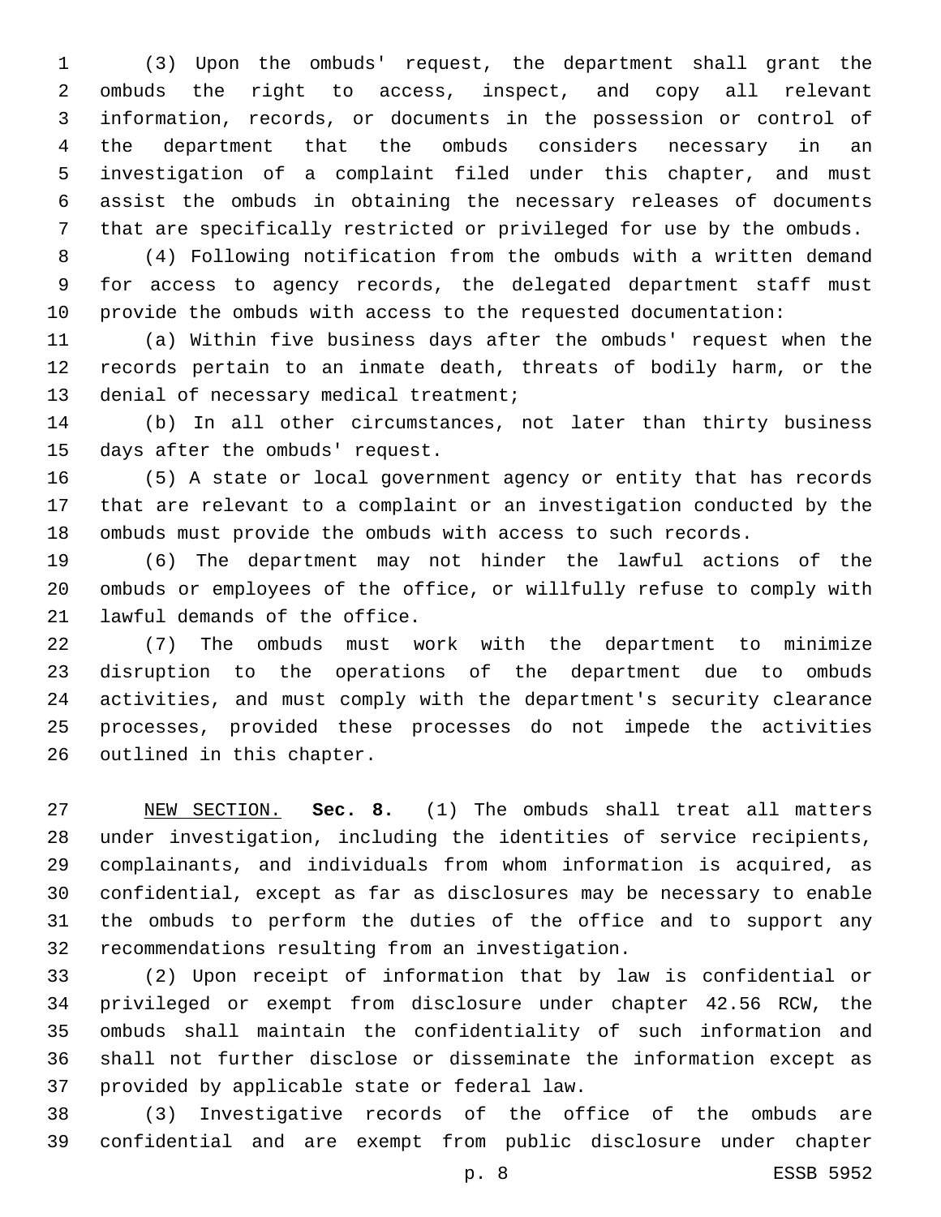(3) Upon the ombuds' request, the department shall grant the ombuds the right to access, inspect, and copy all relevant information, records, or documents in the possession or control of the department that the ombuds considers necessary in an investigation of a complaint filed under this chapter, and must assist the ombuds in obtaining the necessary releases of documents that are specifically restricted or privileged for use by the ombuds.

(4) Following notification from the ombuds with a written demand for access to agency records, the delegated department staff must provide the ombuds with access to the requested documentation:

(a) Within five business days after the ombuds' request when the records pertain to an inmate death, threats of bodily harm, or the denial of necessary medical treatment;

(b) In all other circumstances, not later than thirty business days after the ombuds' request.

(5) A state or local government agency or entity that has records that are relevant to a complaint or an investigation conducted by the ombuds must provide the ombuds with access to such records.

(6) The department may not hinder the lawful actions of the ombuds or employees of the office, or willfully refuse to comply with lawful demands of the office.

(7) The ombuds must work with the department to minimize disruption to the operations of the department due to ombuds activities, and must comply with the department's security clearance processes, provided these processes do not impede the activities outlined in this chapter.

NEW SECTION. **Sec. 8.** (1) The ombuds shall treat all matters under investigation, including the identities of service recipients, complainants, and individuals from whom information is acquired, as confidential, except as far as disclosures may be necessary to enable the ombuds to perform the duties of the office and to support any recommendations resulting from an investigation.

(2) Upon receipt of information that by law is confidential or privileged or exempt from disclosure under chapter 42.56 RCW, the ombuds shall maintain the confidentiality of such information and shall not further disclose or disseminate the information except as provided by applicable state or federal law.

(3) Investigative records of the office of the ombuds are confidential and are exempt from public disclosure under chapter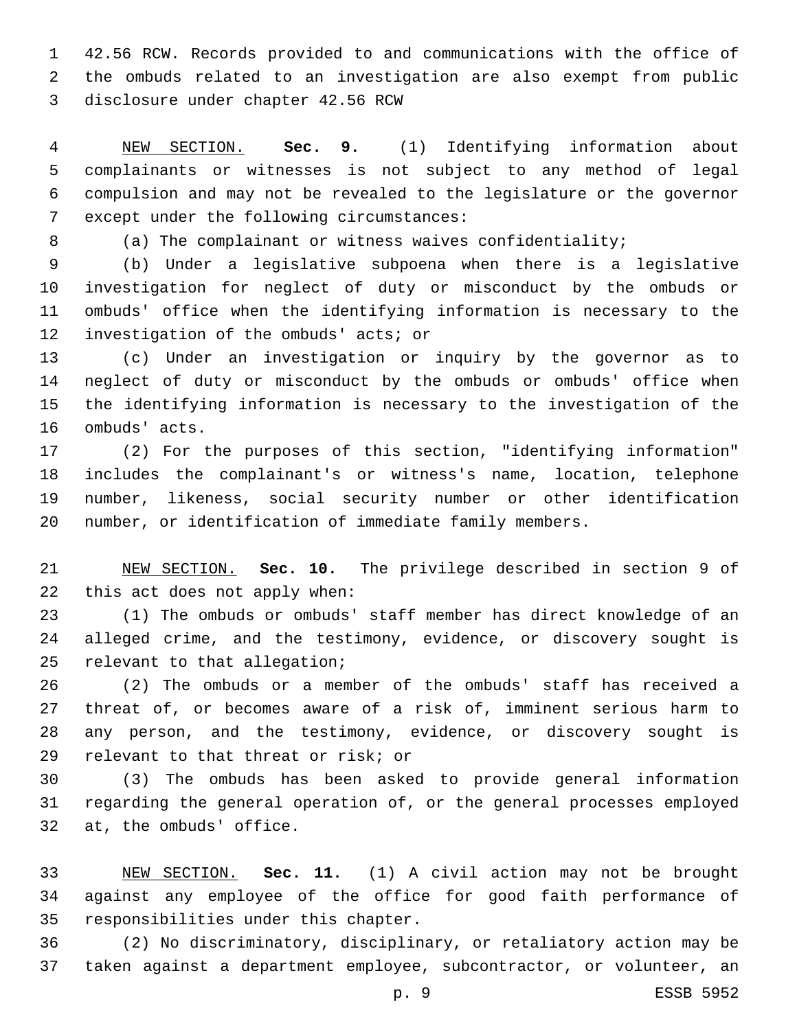42.56 RCW. Records provided to and communications with the office of the ombuds related to an investigation are also exempt from public disclosure under chapter 42.56 RCW

NEW SECTION. **Sec. 9.** (1) Identifying information about complainants or witnesses is not subject to any method of legal compulsion and may not be revealed to the legislature or the governor except under the following circumstances:

(a) The complainant or witness waives confidentiality;

(b) Under a legislative subpoena when there is a legislative investigation for neglect of duty or misconduct by the ombuds or ombuds' office when the identifying information is necessary to the investigation of the ombuds' acts; or

(c) Under an investigation or inquiry by the governor as to neglect of duty or misconduct by the ombuds or ombuds' office when the identifying information is necessary to the investigation of the ombuds' acts.

(2) For the purposes of this section, "identifying information" includes the complainant's or witness's name, location, telephone number, likeness, social security number or other identification number, or identification of immediate family members.

NEW SECTION. **Sec. 10.** The privilege described in section 9 of this act does not apply when:

(1) The ombuds or ombuds' staff member has direct knowledge of an alleged crime, and the testimony, evidence, or discovery sought is relevant to that allegation;

(2) The ombuds or a member of the ombuds' staff has received a threat of, or becomes aware of a risk of, imminent serious harm to any person, and the testimony, evidence, or discovery sought is relevant to that threat or risk; or

(3) The ombuds has been asked to provide general information regarding the general operation of, or the general processes employed at, the ombuds' office.

NEW SECTION. **Sec. 11.** (1) A civil action may not be brought against any employee of the office for good faith performance of responsibilities under this chapter.

(2) No discriminatory, disciplinary, or retaliatory action may be taken against a department employee, subcontractor, or volunteer, an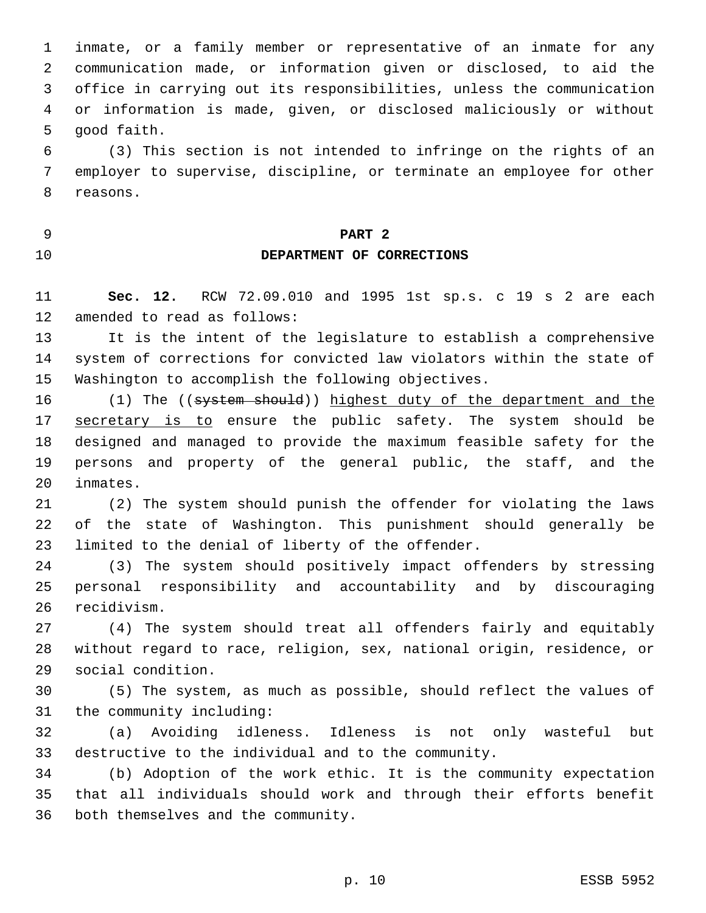inmate, or a family member or representative of an inmate for any communication made, or information given or disclosed, to aid the office in carrying out its responsibilities, unless the communication or information is made, given, or disclosed maliciously or without good faith.

(3) This section is not intended to infringe on the rights of an employer to supervise, discipline, or terminate an employee for other reasons.

## PART 2
## DEPARTMENT OF CORRECTIONS

**Sec. 12.** RCW 72.09.010 and 1995 1st sp.s. c 19 s 2 are each amended to read as follows:

It is the intent of the legislature to establish a comprehensive system of corrections for convicted law violators within the state of Washington to accomplish the following objectives.

(1) The ((~~system should~~)) <u>highest duty of the department and the secretary is to</u> ensure the public safety. The system should be designed and managed to provide the maximum feasible safety for the persons and property of the general public, the staff, and the inmates.

(2) The system should punish the offender for violating the laws of the state of Washington. This punishment should generally be limited to the denial of liberty of the offender.

(3) The system should positively impact offenders by stressing personal responsibility and accountability and by discouraging recidivism.

(4) The system should treat all offenders fairly and equitably without regard to race, religion, sex, national origin, residence, or social condition.

(5) The system, as much as possible, should reflect the values of the community including:

(a) Avoiding idleness. Idleness is not only wasteful but destructive to the individual and to the community.

(b) Adoption of the work ethic. It is the community expectation that all individuals should work and through their efforts benefit both themselves and the community.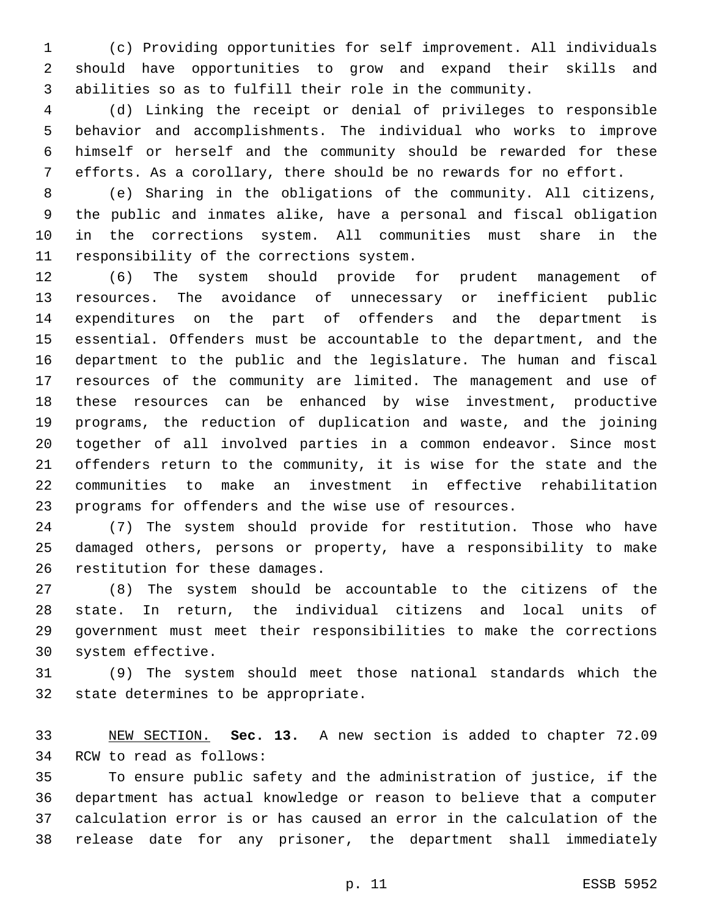(c) Providing opportunities for self improvement. All individuals should have opportunities to grow and expand their skills and abilities so as to fulfill their role in the community.

(d) Linking the receipt or denial of privileges to responsible behavior and accomplishments. The individual who works to improve himself or herself and the community should be rewarded for these efforts. As a corollary, there should be no rewards for no effort.

(e) Sharing in the obligations of the community. All citizens, the public and inmates alike, have a personal and fiscal obligation in the corrections system. All communities must share in the responsibility of the corrections system.

(6) The system should provide for prudent management of resources. The avoidance of unnecessary or inefficient public expenditures on the part of offenders and the department is essential. Offenders must be accountable to the department, and the department to the public and the legislature. The human and fiscal resources of the community are limited. The management and use of these resources can be enhanced by wise investment, productive programs, the reduction of duplication and waste, and the joining together of all involved parties in a common endeavor. Since most offenders return to the community, it is wise for the state and the communities to make an investment in effective rehabilitation programs for offenders and the wise use of resources.

(7) The system should provide for restitution. Those who have damaged others, persons or property, have a responsibility to make restitution for these damages.

(8) The system should be accountable to the citizens of the state. In return, the individual citizens and local units of government must meet their responsibilities to make the corrections system effective.

(9) The system should meet those national standards which the state determines to be appropriate.

NEW SECTION. **Sec. 13.** A new section is added to chapter 72.09 RCW to read as follows:

To ensure public safety and the administration of justice, if the department has actual knowledge or reason to believe that a computer calculation error is or has caused an error in the calculation of the release date for any prisoner, the department shall immediately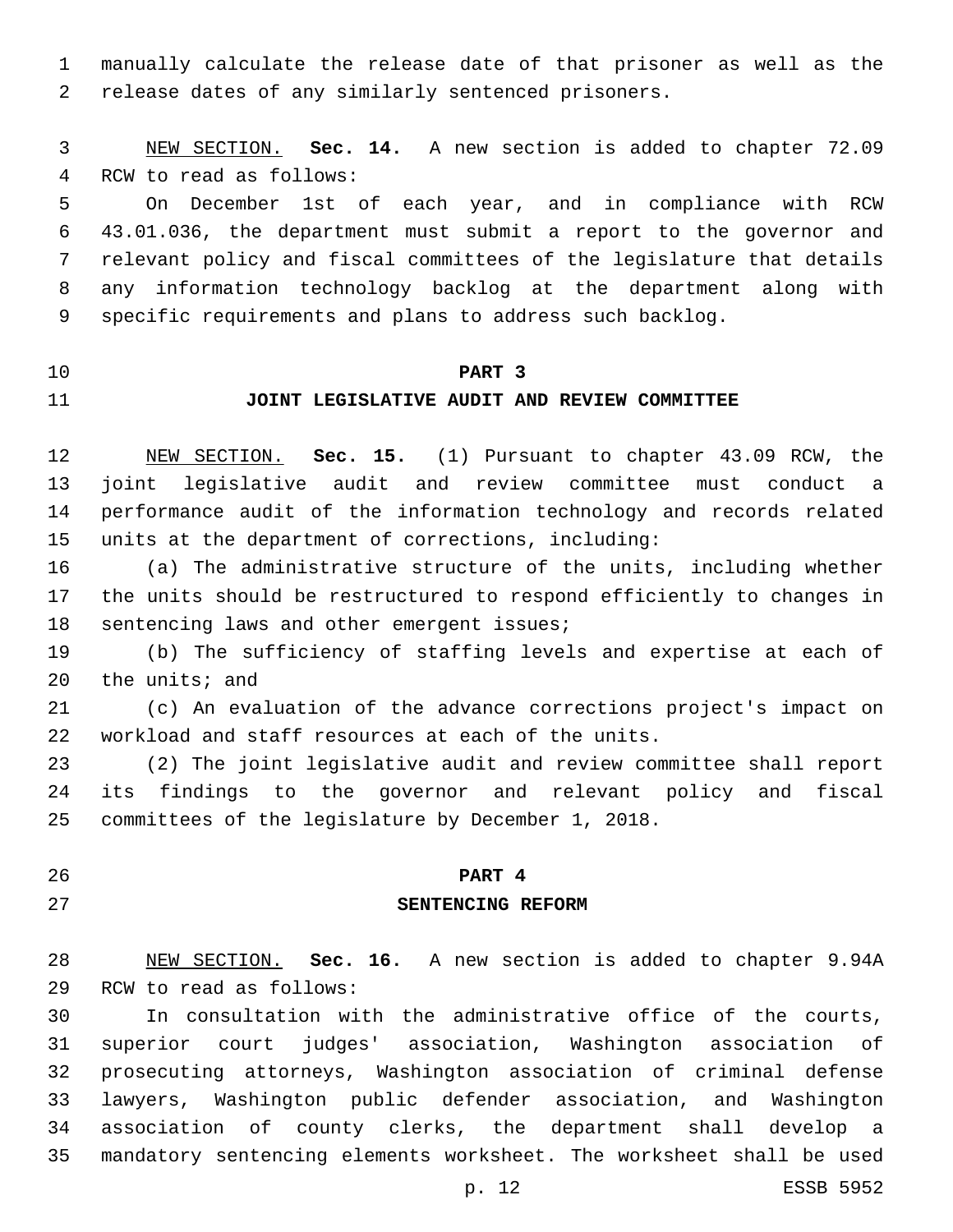manually calculate the release date of that prisoner as well as the release dates of any similarly sentenced prisoners.

NEW SECTION. **Sec. 14.** A new section is added to chapter 72.09 RCW to read as follows:

On December 1st of each year, and in compliance with RCW 43.01.036, the department must submit a report to the governor and relevant policy and fiscal committees of the legislature that details any information technology backlog at the department along with specific requirements and plans to address such backlog.

## PART 3
## JOINT LEGISLATIVE AUDIT AND REVIEW COMMITTEE

NEW SECTION. **Sec. 15.** (1) Pursuant to chapter 43.09 RCW, the joint legislative audit and review committee must conduct a performance audit of the information technology and records related units at the department of corrections, including:

(a) The administrative structure of the units, including whether the units should be restructured to respond efficiently to changes in sentencing laws and other emergent issues;

(b) The sufficiency of staffing levels and expertise at each of the units; and

(c) An evaluation of the advance corrections project's impact on workload and staff resources at each of the units.

(2) The joint legislative audit and review committee shall report its findings to the governor and relevant policy and fiscal committees of the legislature by December 1, 2018.

## PART 4
## SENTENCING REFORM

NEW SECTION. **Sec. 16.** A new section is added to chapter 9.94A RCW to read as follows:

In consultation with the administrative office of the courts, superior court judges' association, Washington association of prosecuting attorneys, Washington association of criminal defense lawyers, Washington public defender association, and Washington association of county clerks, the department shall develop a mandatory sentencing elements worksheet. The worksheet shall be used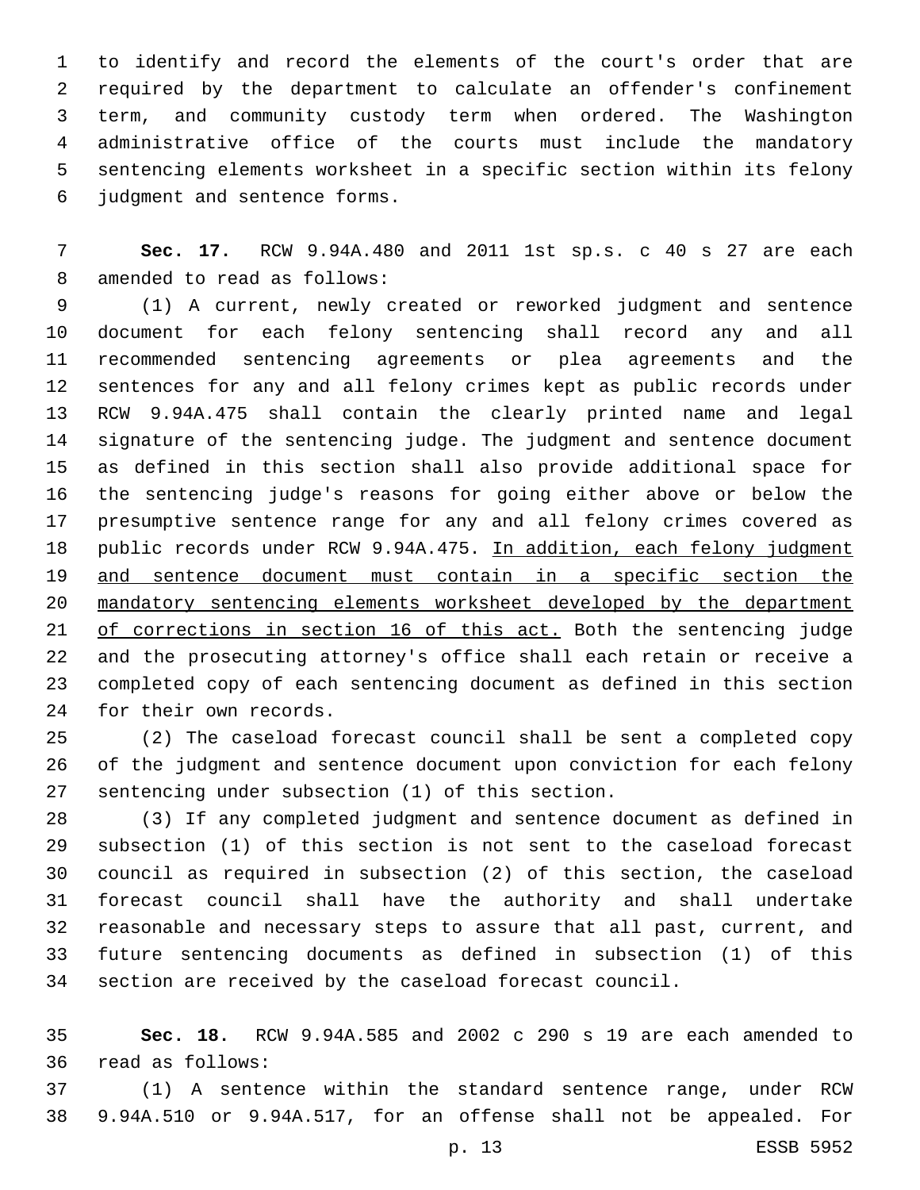to identify and record the elements of the court's order that are required by the department to calculate an offender's confinement term, and community custody term when ordered. The Washington administrative office of the courts must include the mandatory sentencing elements worksheet in a specific section within its felony judgment and sentence forms.

**Sec. 17.** RCW 9.94A.480 and 2011 1st sp.s. c 40 s 27 are each amended to read as follows:

(1) A current, newly created or reworked judgment and sentence document for each felony sentencing shall record any and all recommended sentencing agreements or plea agreements and the sentences for any and all felony crimes kept as public records under RCW 9.94A.475 shall contain the clearly printed name and legal signature of the sentencing judge. The judgment and sentence document as defined in this section shall also provide additional space for the sentencing judge's reasons for going either above or below the presumptive sentence range for any and all felony crimes covered as public records under RCW 9.94A.475. <u>In addition, each felony judgment and sentence document must contain in a specific section the mandatory sentencing elements worksheet developed by the department of corrections in section 16 of this act.</u> Both the sentencing judge and the prosecuting attorney's office shall each retain or receive a completed copy of each sentencing document as defined in this section for their own records.

(2) The caseload forecast council shall be sent a completed copy of the judgment and sentence document upon conviction for each felony sentencing under subsection (1) of this section.

(3) If any completed judgment and sentence document as defined in subsection (1) of this section is not sent to the caseload forecast council as required in subsection (2) of this section, the caseload forecast council shall have the authority and shall undertake reasonable and necessary steps to assure that all past, current, and future sentencing documents as defined in subsection (1) of this section are received by the caseload forecast council.

**Sec. 18.** RCW 9.94A.585 and 2002 c 290 s 19 are each amended to read as follows:

(1) A sentence within the standard sentence range, under RCW 9.94A.510 or 9.94A.517, for an offense shall not be appealed. For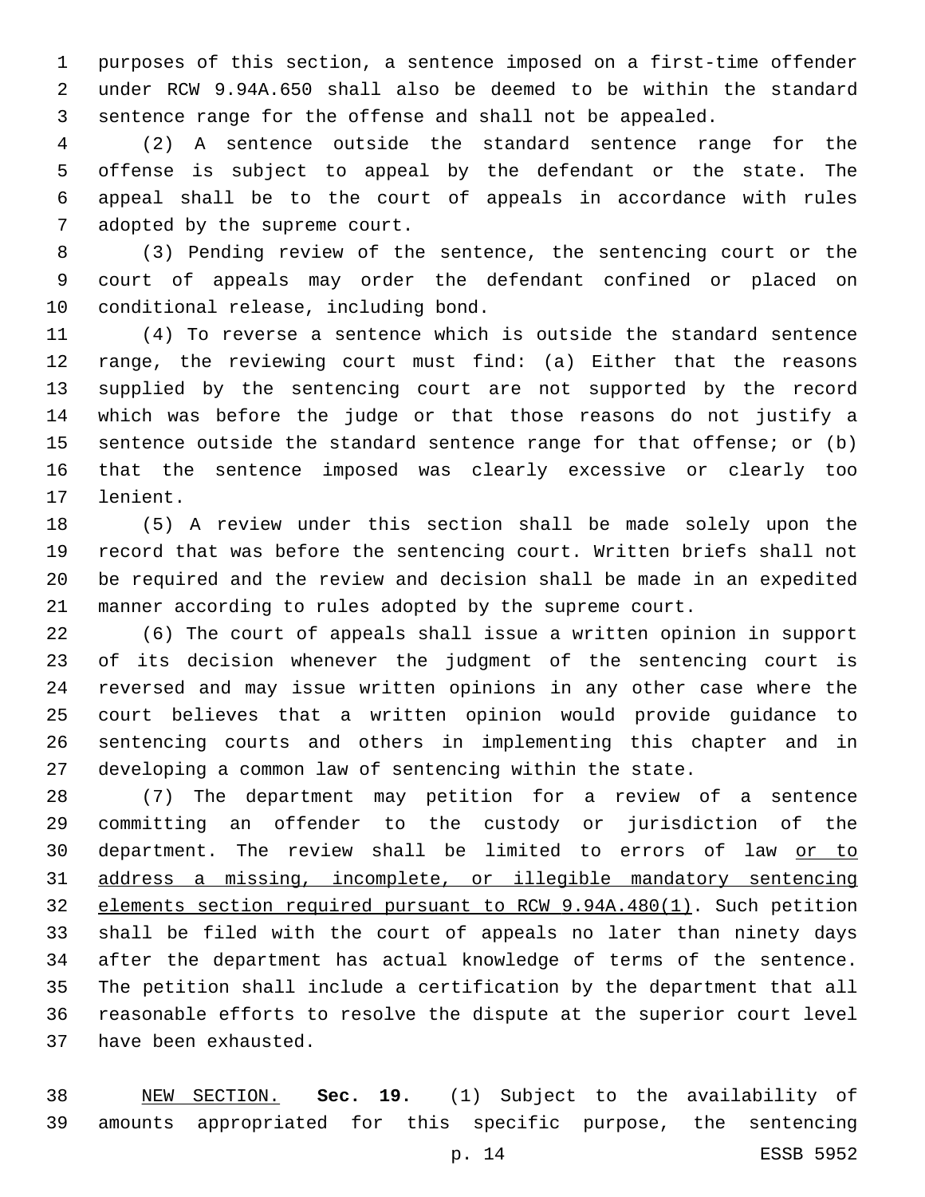purposes of this section, a sentence imposed on a first-time offender under RCW 9.94A.650 shall also be deemed to be within the standard sentence range for the offense and shall not be appealed.

(2) A sentence outside the standard sentence range for the offense is subject to appeal by the defendant or the state. The appeal shall be to the court of appeals in accordance with rules adopted by the supreme court.

(3) Pending review of the sentence, the sentencing court or the court of appeals may order the defendant confined or placed on conditional release, including bond.

(4) To reverse a sentence which is outside the standard sentence range, the reviewing court must find: (a) Either that the reasons supplied by the sentencing court are not supported by the record which was before the judge or that those reasons do not justify a sentence outside the standard sentence range for that offense; or (b) that the sentence imposed was clearly excessive or clearly too lenient.

(5) A review under this section shall be made solely upon the record that was before the sentencing court. Written briefs shall not be required and the review and decision shall be made in an expedited manner according to rules adopted by the supreme court.

(6) The court of appeals shall issue a written opinion in support of its decision whenever the judgment of the sentencing court is reversed and may issue written opinions in any other case where the court believes that a written opinion would provide guidance to sentencing courts and others in implementing this chapter and in developing a common law of sentencing within the state.

(7) The department may petition for a review of a sentence committing an offender to the custody or jurisdiction of the department. The review shall be limited to errors of law <u>or to address a missing, incomplete, or illegible mandatory sentencing elements section required pursuant to RCW 9.94A.480(1)</u>. Such petition shall be filed with the court of appeals no later than ninety days after the department has actual knowledge of terms of the sentence. The petition shall include a certification by the department that all reasonable efforts to resolve the dispute at the superior court level have been exhausted.

<u>NEW SECTION.</u> **Sec. 19.** (1) Subject to the availability of amounts appropriated for this specific purpose, the sentencing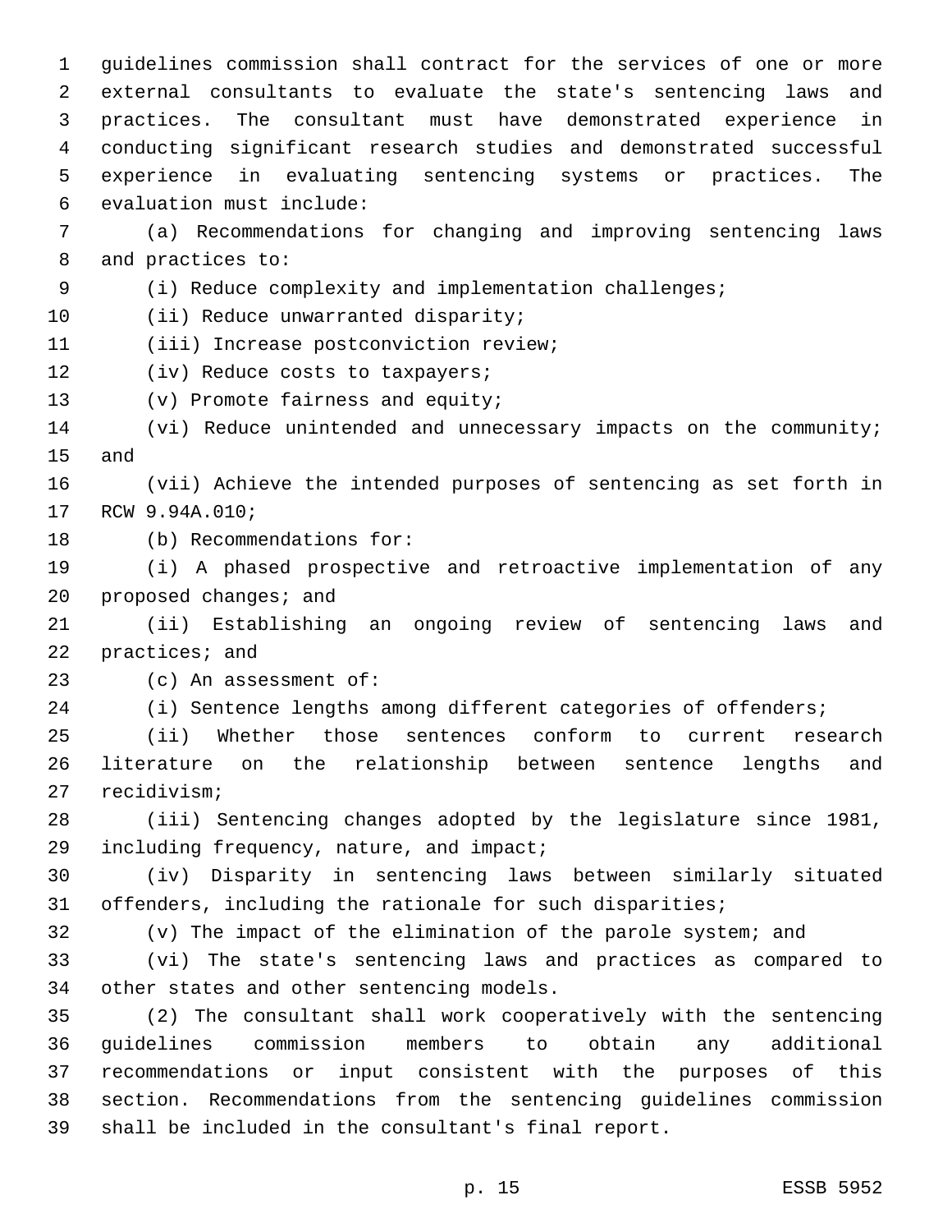guidelines commission shall contract for the services of one or more external consultants to evaluate the state's sentencing laws and practices. The consultant must have demonstrated experience in conducting significant research studies and demonstrated successful experience in evaluating sentencing systems or practices. The evaluation must include:

(a) Recommendations for changing and improving sentencing laws and practices to:

(i) Reduce complexity and implementation challenges;

(ii) Reduce unwarranted disparity;

(iii) Increase postconviction review;

(iv) Reduce costs to taxpayers;

(v) Promote fairness and equity;

(vi) Reduce unintended and unnecessary impacts on the community; and

(vii) Achieve the intended purposes of sentencing as set forth in RCW 9.94A.010;

(b) Recommendations for:

(i) A phased prospective and retroactive implementation of any proposed changes; and

(ii) Establishing an ongoing review of sentencing laws and practices; and

(c) An assessment of:

(i) Sentence lengths among different categories of offenders;

(ii) Whether those sentences conform to current research literature on the relationship between sentence lengths and recidivism;

(iii) Sentencing changes adopted by the legislature since 1981, including frequency, nature, and impact;

(iv) Disparity in sentencing laws between similarly situated offenders, including the rationale for such disparities;

(v) The impact of the elimination of the parole system; and

(vi) The state's sentencing laws and practices as compared to other states and other sentencing models.

(2) The consultant shall work cooperatively with the sentencing guidelines commission members to obtain any additional recommendations or input consistent with the purposes of this section. Recommendations from the sentencing guidelines commission shall be included in the consultant's final report.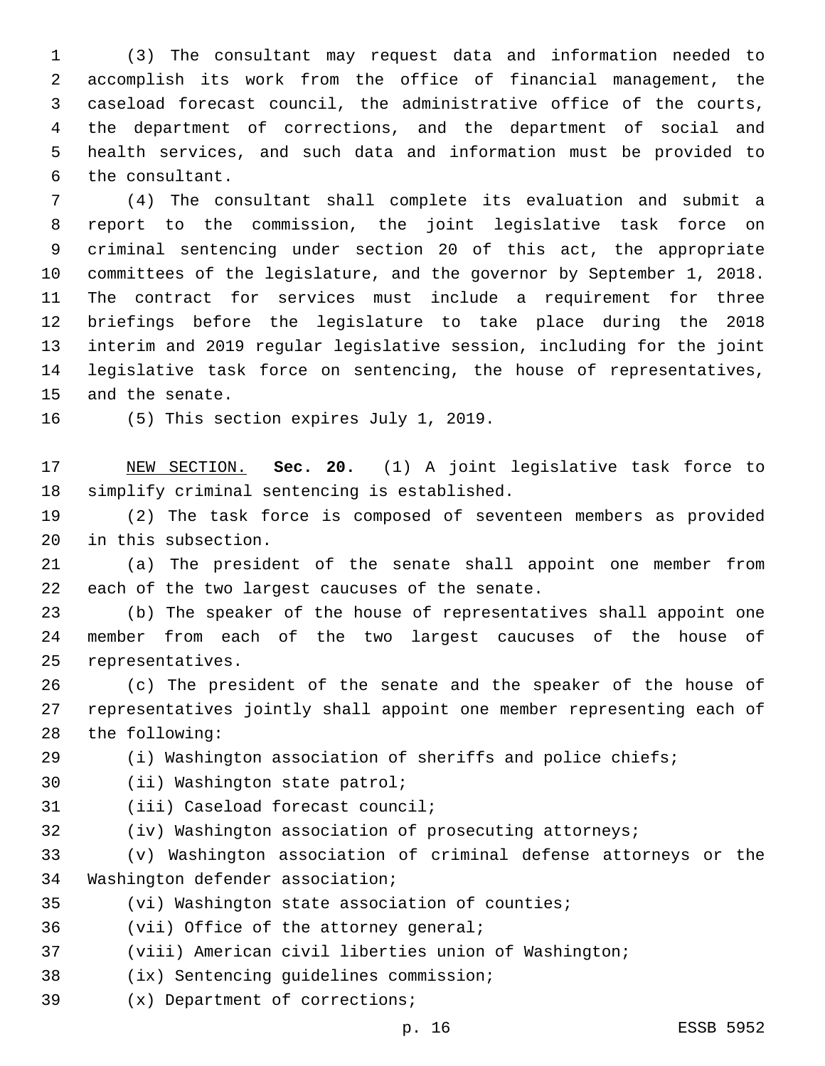(3) The consultant may request data and information needed to accomplish its work from the office of financial management, the caseload forecast council, the administrative office of the courts, the department of corrections, and the department of social and health services, and such data and information must be provided to the consultant.

(4) The consultant shall complete its evaluation and submit a report to the commission, the joint legislative task force on criminal sentencing under section 20 of this act, the appropriate committees of the legislature, and the governor by September 1, 2018. The contract for services must include a requirement for three briefings before the legislature to take place during the 2018 interim and 2019 regular legislative session, including for the joint legislative task force on sentencing, the house of representatives, and the senate.

(5) This section expires July 1, 2019.

NEW SECTION. **Sec. 20.** (1) A joint legislative task force to simplify criminal sentencing is established.

(2) The task force is composed of seventeen members as provided in this subsection.

(a) The president of the senate shall appoint one member from each of the two largest caucuses of the senate.

(b) The speaker of the house of representatives shall appoint one member from each of the two largest caucuses of the house of representatives.

(c) The president of the senate and the speaker of the house of representatives jointly shall appoint one member representing each of the following:

(i) Washington association of sheriffs and police chiefs;

(ii) Washington state patrol;

(iii) Caseload forecast council;

(iv) Washington association of prosecuting attorneys;

(v) Washington association of criminal defense attorneys or the Washington defender association;

(vi) Washington state association of counties;

(vii) Office of the attorney general;

(viii) American civil liberties union of Washington;

(ix) Sentencing guidelines commission;

(x) Department of corrections;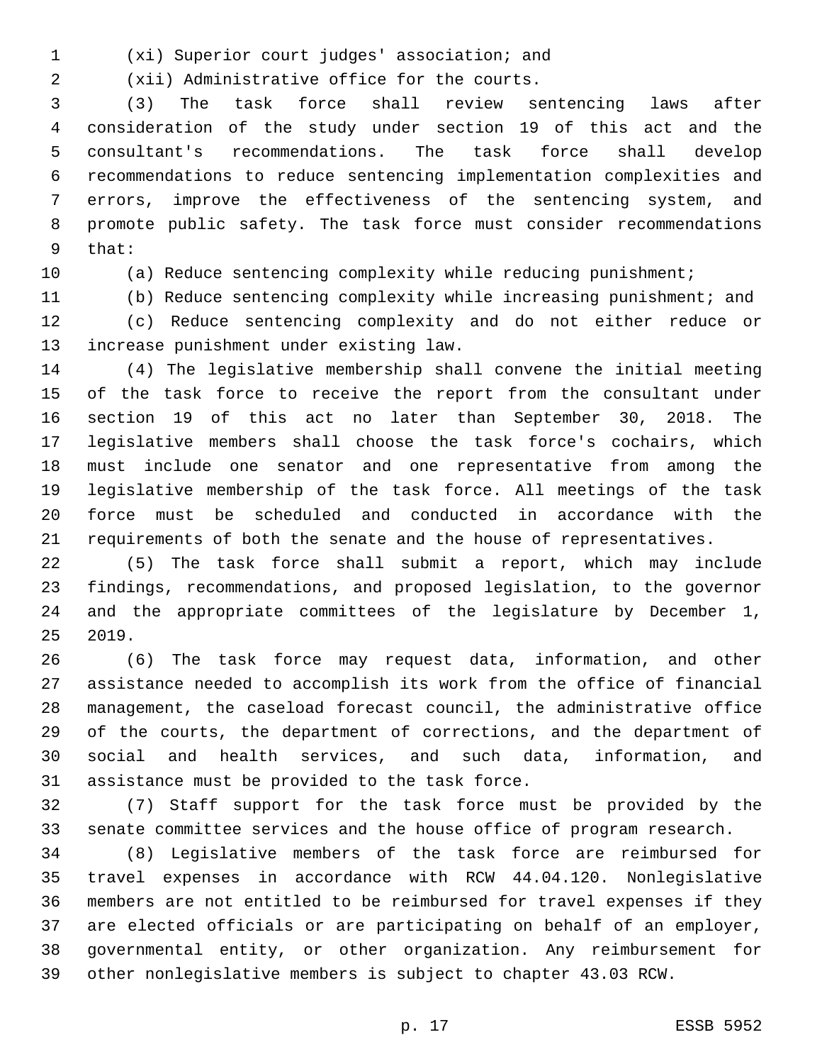(xi) Superior court judges' association; and

(xii) Administrative office for the courts.

(3) The task force shall review sentencing laws after consideration of the study under section 19 of this act and the consultant's recommendations. The task force shall develop recommendations to reduce sentencing implementation complexities and errors, improve the effectiveness of the sentencing system, and promote public safety. The task force must consider recommendations that:

(a) Reduce sentencing complexity while reducing punishment;

(b) Reduce sentencing complexity while increasing punishment; and

(c) Reduce sentencing complexity and do not either reduce or increase punishment under existing law.

(4) The legislative membership shall convene the initial meeting of the task force to receive the report from the consultant under section 19 of this act no later than September 30, 2018. The legislative members shall choose the task force's cochairs, which must include one senator and one representative from among the legislative membership of the task force. All meetings of the task force must be scheduled and conducted in accordance with the requirements of both the senate and the house of representatives.

(5) The task force shall submit a report, which may include findings, recommendations, and proposed legislation, to the governor and the appropriate committees of the legislature by December 1, 2019.

(6) The task force may request data, information, and other assistance needed to accomplish its work from the office of financial management, the caseload forecast council, the administrative office of the courts, the department of corrections, and the department of social and health services, and such data, information, and assistance must be provided to the task force.

(7) Staff support for the task force must be provided by the senate committee services and the house office of program research.

(8) Legislative members of the task force are reimbursed for travel expenses in accordance with RCW 44.04.120. Nonlegislative members are not entitled to be reimbursed for travel expenses if they are elected officials or are participating on behalf of an employer, governmental entity, or other organization. Any reimbursement for other nonlegislative members is subject to chapter 43.03 RCW.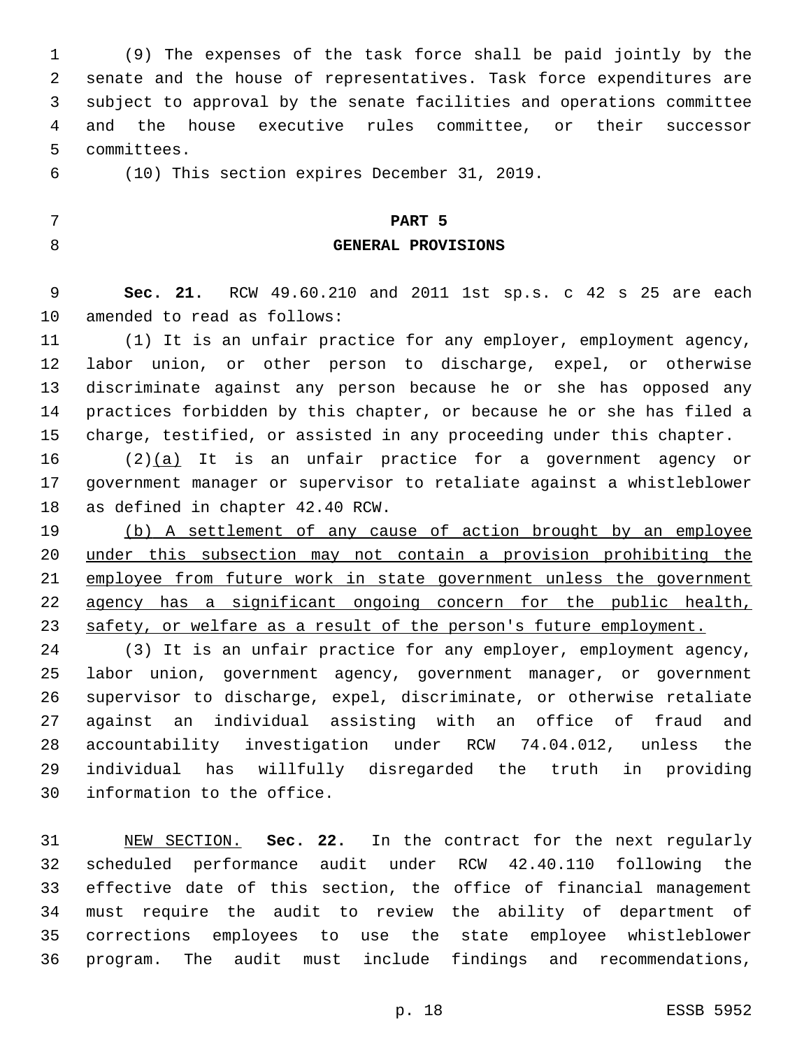(9) The expenses of the task force shall be paid jointly by the senate and the house of representatives. Task force expenditures are subject to approval by the senate facilities and operations committee and the house executive rules committee, or their successor committees.

(10) This section expires December 31, 2019.

## PART 5
## GENERAL PROVISIONS

**Sec. 21.** RCW 49.60.210 and 2011 1st sp.s. c 42 s 25 are each amended to read as follows:

(1) It is an unfair practice for any employer, employment agency, labor union, or other person to discharge, expel, or otherwise discriminate against any person because he or she has opposed any practices forbidden by this chapter, or because he or she has filed a charge, testified, or assisted in any proceeding under this chapter.

(2)<u>(a)</u> It is an unfair practice for a government agency or government manager or supervisor to retaliate against a whistleblower as defined in chapter 42.40 RCW.

<u>(b) A settlement of any cause of action brought by an employee under this subsection may not contain a provision prohibiting the employee from future work in state government unless the government agency has a significant ongoing concern for the public health, safety, or welfare as a result of the person's future employment.</u>

(3) It is an unfair practice for any employer, employment agency, labor union, government agency, government manager, or government supervisor to discharge, expel, discriminate, or otherwise retaliate against an individual assisting with an office of fraud and accountability investigation under RCW 74.04.012, unless the individual has willfully disregarded the truth in providing information to the office.

<u>NEW SECTION.</u> **Sec. 22.** In the contract for the next regularly scheduled performance audit under RCW 42.40.110 following the effective date of this section, the office of financial management must require the audit to review the ability of department of corrections employees to use the state employee whistleblower program. The audit must include findings and recommendations,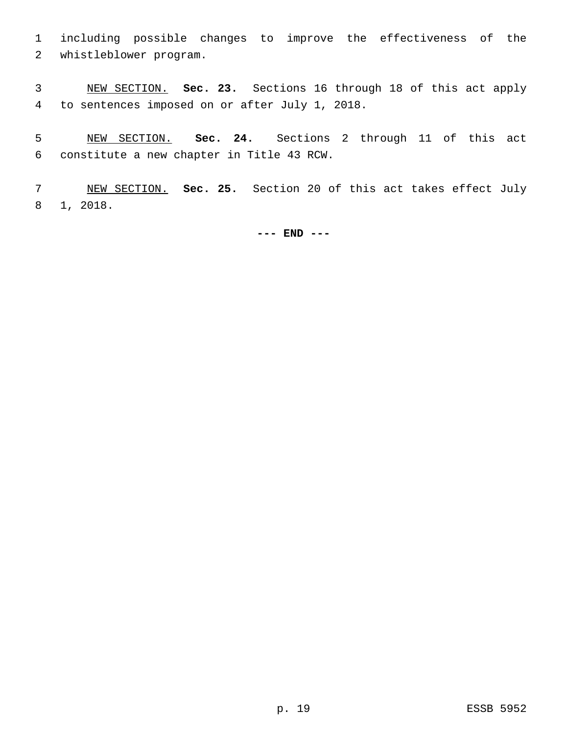including possible changes to improve the effectiveness of the whistleblower program.

<u>NEW SECTION.</u> **Sec. 23.** Sections 16 through 18 of this act apply to sentences imposed on or after July 1, 2018.

<u>NEW SECTION.</u> **Sec. 24.** Sections 2 through 11 of this act constitute a new chapter in Title 43 RCW.

<u>NEW SECTION.</u> **Sec. 25.** Section 20 of this act takes effect July 1, 2018.

**--- END ---**